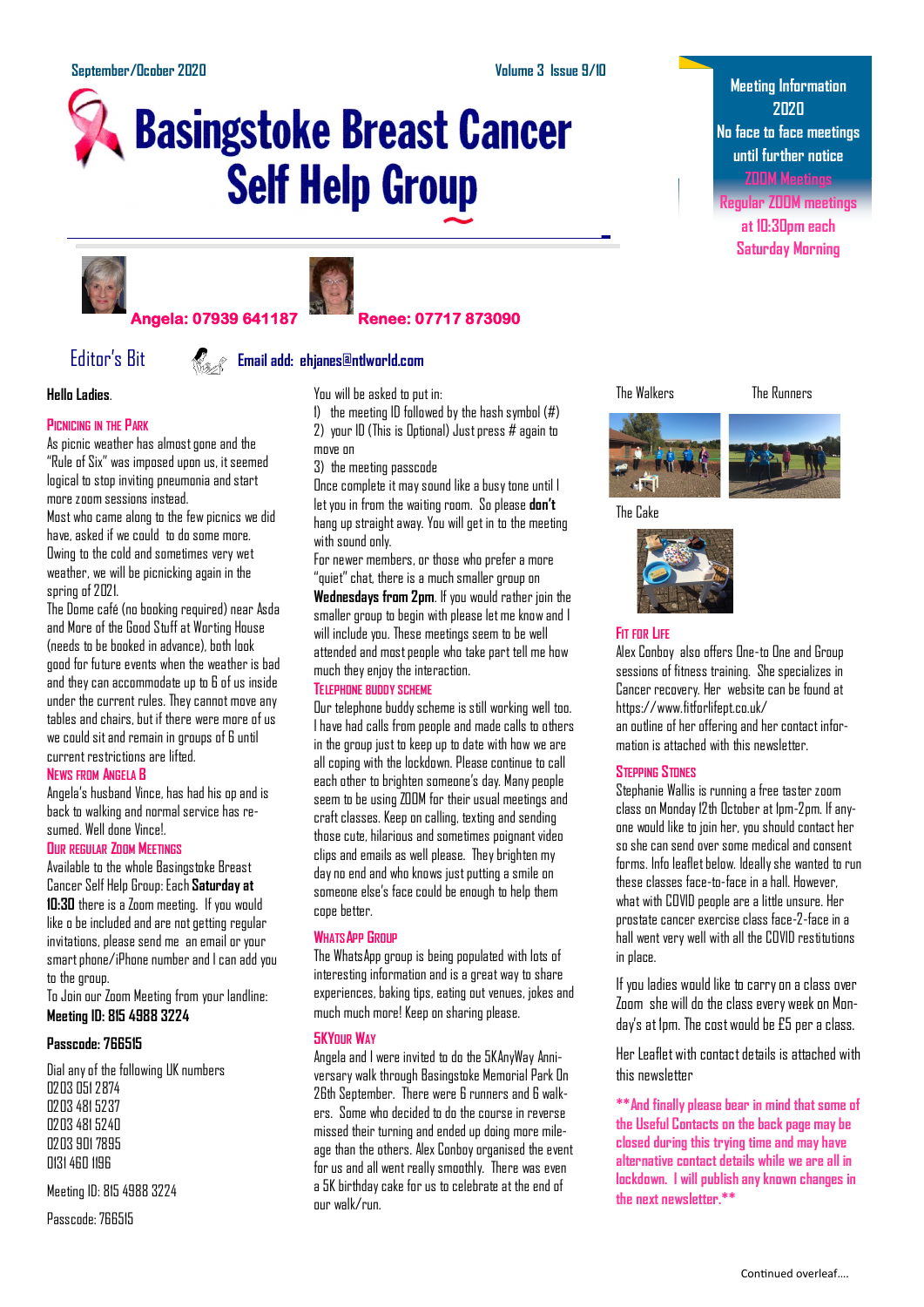September/Ocober 2020

# Basingstoke Breast Cancer Self Help Group

**Meeting Information 2020**
**No face to face meetings until further notice**
**ZOOM Meetings**
**Regular ZOOM meetings at 10:30pm each Saturday Morning**

**Angela: 07939 641187** **Renee: 07717 873090**

## Editor's Bit

**Email add: ehjanes@ntlworld.com**

**Hello Ladies**.

### Picnicing in the Park

As picnic weather has almost gone and the "Rule of Six" was imposed upon us, it seemed logical to stop inviting pneumonia and start more zoom sessions instead.

Most who came along to the few picnics we did have, asked if we could to do some more. Owing to the cold and sometimes very wet weather, we will be picnicking again in the spring of 2021.

The Dome café (no booking required) near Asda and More of the Good Stuff at Worting House (needs to be booked in advance), both look good for future events when the weather is bad and they can accommodate up to 6 of us inside under the current rules. They cannot move any tables and chairs, but if there were more of us we could sit and remain in groups of 6 until current restrictions are lifted.

### News from Angela B

Angela's husband Vince, has had his op and is back to walking and normal service has resumed. Well done Vince!.

### Our Regular Zoom Meetings

Available to the whole Basingstoke Breast Cancer Self Help Group: Each **Saturday at 10:30** there is a Zoom meeting. If you would like o be included and are not getting regular invitations, please send me an email or your smart phone/iPhone number and I can add you to the group.

To Join our Zoom Meeting from your landline:

**Meeting ID: 815 4988 3224**

**Passcode: 766515**

Dial any of the following UK numbers

0203 051 2874
0203 481 5237
0203 481 5240
0203 901 7895
0131 460 1196

Meeting ID: 815 4988 3224

Passcode: 766515

You will be asked to put in:

1) the meeting ID followed by the hash symbol (#)
2) your ID (This is Optional) Just press # again to move on
3) the meeting passcode

Once complete it may sound like a busy tone until I let you in from the waiting room. So please **don't** hang up straight away. You will get in to the meeting with sound only.

For newer members, or those who prefer a more "quiet" chat, there is a much smaller group on **Wednesdays from 2pm**. If you would rather join the smaller group to begin with please let me know and I will include you. These meetings seem to be well attended and most people who take part tell me how much they enjoy the interaction.

### Telephone Buddy Scheme

Our telephone buddy scheme is still working well too. I have had calls from people and made calls to others in the group just to keep up to date with how we are all coping with the lockdown. Please continue to call each other to brighten someone's day. Many people seem to be using ZOOM for their usual meetings and craft classes. Keep on calling, texting and sending those cute, hilarious and sometimes poignant video clips and emails as well please. They brighten my day no end and who knows just putting a smile on someone else's face could be enough to help them cope better.

### WhatsApp Group

The WhatsApp group is being populated with lots of interesting information and is a great way to share experiences, baking tips, eating out venues, jokes and much much more! Keep on sharing please.

### 5KYour Way

Angela and I were invited to do the 5KAnyWay Anniversary walk through Basingstoke Memorial Park On 26th September. There were 6 runners and 6 walkers. Some who decided to do the course in reverse missed their turning and ended up doing more mileage than the others. Alex Conboy organised the event for us and all went really smoothly. There was even a 5K birthday cake for us to celebrate at the end of our walk/run.

The Walkers The Runners

The Cake

### Fit for Life

Alex Conboy also offers One-to One and Group sessions of fitness training. She specializes in Cancer recovery. Her website can be found at https://www.fitforlifept.co.uk/

an outline of her offering and her contact information is attached with this newsletter.

### Stepping Stones

Stephanie Wallis is running a free taster zoom class on Monday 12th October at 1pm-2pm. If anyone would like to join her, you should contact her so she can send over some medical and consent forms. Info leaflet below. Ideally she wanted to run these classes face-to-face in a hall. However, what with COVID people are a little unsure. Her prostate cancer exercise class face-2-face in a hall went very well with all the COVID restitutions in place.

If you ladies would like to carry on a class over Zoom she will do the class every week on Monday's at 1pm. The cost would be £5 per a class.

Her Leaflet with contact details is attached with this newsletter

**\*\*And finally please bear in mind that some of the Useful Contacts on the back page may be closed during this trying time and may have alternative contact details while we are all in lockdown. I will publish any known changes in the next newsletter.\*\***

Continued overleaf….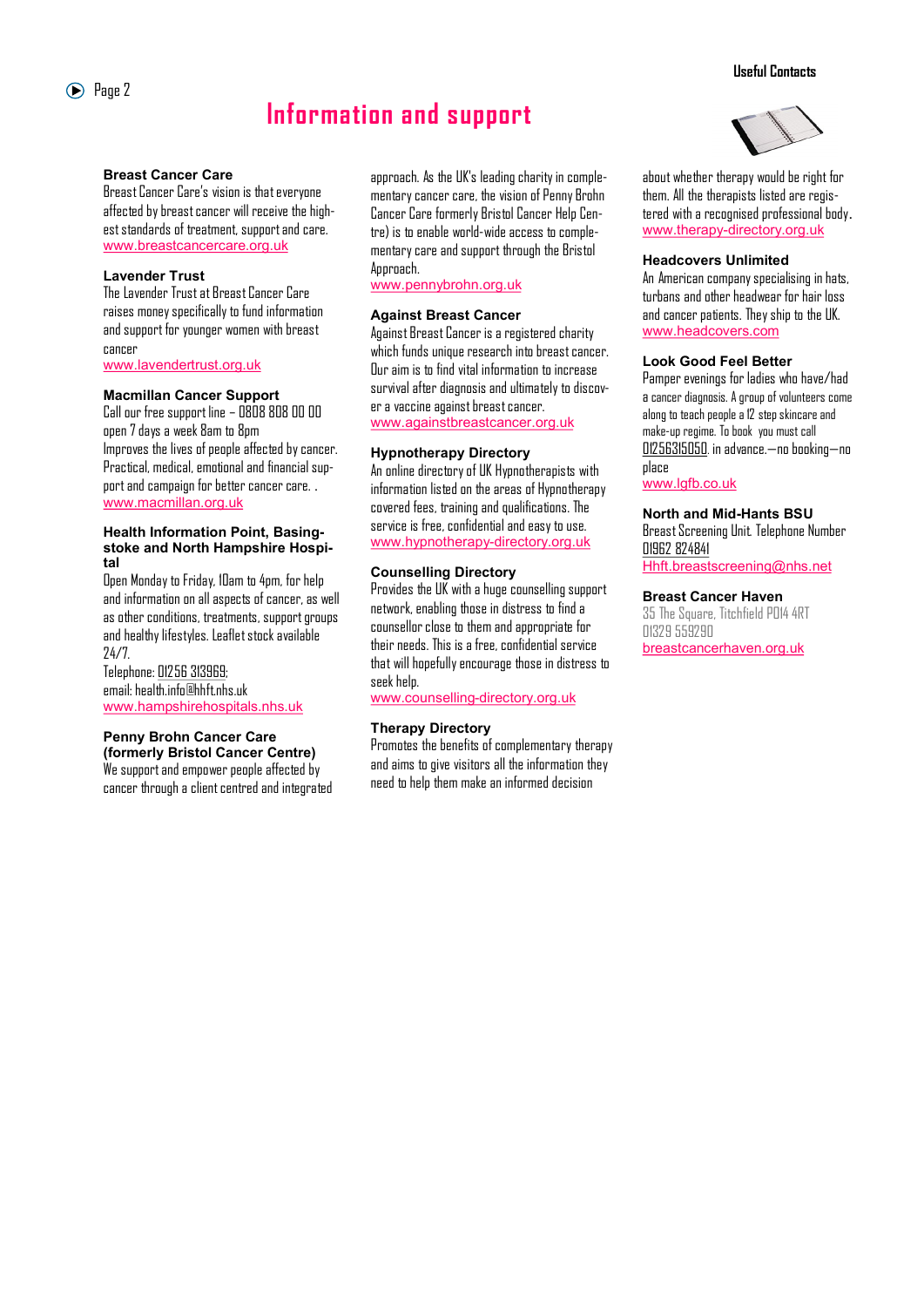# Information and support

### Breast Cancer Care

Breast Cancer Care's vision is that everyone affected by breast cancer will receive the highest standards of treatment, support and care.
www.breastcancercare.org.uk

### Lavender Trust

The Lavender Trust at Breast Cancer Care raises money specifically to fund information and support for younger women with breast cancer
www.lavendertrust.org.uk

### Macmillan Cancer Support

Call our free support line – 0808 808 00 00 open 7 days a week 8am to 8pm
Improves the lives of people affected by cancer. Practical, medical, emotional and financial support and campaign for better cancer care. .
www.macmillan.org.uk

### Health Information Point, Basingstoke and North Hampshire Hospital

Open Monday to Friday, 10am to 4pm, for help and information on all aspects of cancer, as well as other conditions, treatments, support groups and healthy lifestyles. Leaflet stock available 24/7.
Telephone: 01256 313969;
email: health.info@hhft.nhs.uk
www.hampshirehospitals.nhs.uk

### Penny Brohn Cancer Care (formerly Bristol Cancer Centre)

We support and empower people affected by cancer through a client centred and integrated approach. As the UK's leading charity in complementary cancer care, the vision of Penny Brohn Cancer Care formerly Bristol Cancer Help Centre) is to enable world-wide access to complementary care and support through the Bristol Approach.
www.pennybrohn.org.uk

### Against Breast Cancer

Against Breast Cancer is a registered charity which funds unique research into breast cancer. Our aim is to find vital information to increase survival after diagnosis and ultimately to discover a vaccine against breast cancer.
www.againstbreastcancer.org.uk

### Hypnotherapy Directory

An online directory of UK Hypnotherapists with information listed on the areas of Hypnotherapy covered fees, training and qualifications. The service is free, confidential and easy to use.
www.hypnotherapy-directory.org.uk

### Counselling Directory

Provides the UK with a huge counselling support network, enabling those in distress to find a counsellor close to them and appropriate for their needs. This is a free, confidential service that will hopefully encourage those in distress to seek help.
www.counselling-directory.org.uk

### Therapy Directory

Promotes the benefits of complementary therapy and aims to give visitors all the information they need to help them make an informed decision about whether therapy would be right for them. All the therapists listed are registered with a recognised professional body.
www.therapy-directory.org.uk

### Headcovers Unlimited

An American company specialising in hats, turbans and other headwear for hair loss and cancer patients. They ship to the UK.
www.headcovers.com

### Look Good Feel Better

Pamper evenings for ladies who have/had a cancer diagnosis. A group of volunteers come along to teach people a 12 step skincare and make-up regime. To book you must call 01256315050. in advance.—no booking—no place
www.lgfb.co.uk

### North and Mid-Hants BSU

Breast Screening Unit. Telephone Number 01962 824841
Hhft.breastscreening@nhs.net

### Breast Cancer Haven

35 The Square, Titchfield PO14 4RT
01329 559290
breastcancerhaven.org.uk